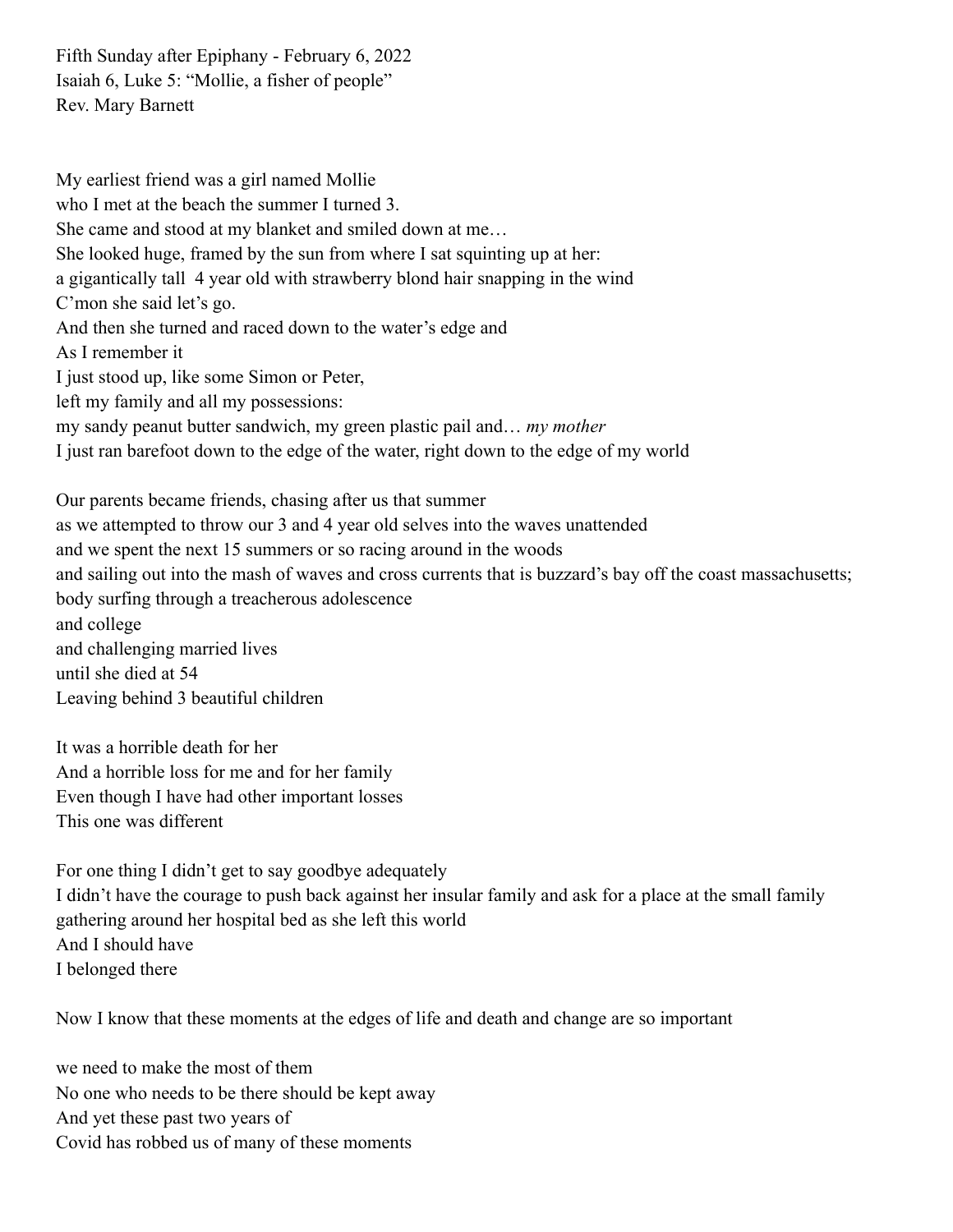Fifth Sunday after Epiphany - February 6, 2022
Isaiah 6, Luke 5: "Mollie, a fisher of people"
Rev. Mary Barnett

My earliest friend was a girl named Mollie
who I met at the beach the summer I turned 3.
She came and stood at my blanket and smiled down at me…
She looked huge, framed by the sun from where I sat squinting up at her:
a gigantically tall 4 year old with strawberry blond hair snapping in the wind
C'mon she said let's go.
And then she turned and raced down to the water's edge and
As I remember it
I just stood up, like some Simon or Peter,
left my family and all my possessions:
my sandy peanut butter sandwich, my green plastic pail and… *my mother*
I just ran barefoot down to the edge of the water, right down to the edge of my world

Our parents became friends, chasing after us that summer
as we attempted to throw our 3 and 4 year old selves into the waves unattended
and we spent the next 15 summers or so racing around in the woods
and sailing out into the mash of waves and cross currents that is buzzard's bay off the coast massachusetts;
body surfing through a treacherous adolescence
and college
and challenging married lives
until she died at 54
Leaving behind 3 beautiful children

It was a horrible death for her
And a horrible loss for me and for her family
Even though I have had other important losses
This one was different

For one thing I didn't get to say goodbye adequately
I didn't have the courage to push back against her insular family and ask for a place at the small family gathering around her hospital bed as she left this world
And I should have
I belonged there

Now I know that these moments at the edges of life and death and change are so important

we need to make the most of them
No one who needs to be there should be kept away
And yet these past two years of
Covid has robbed us of many of these moments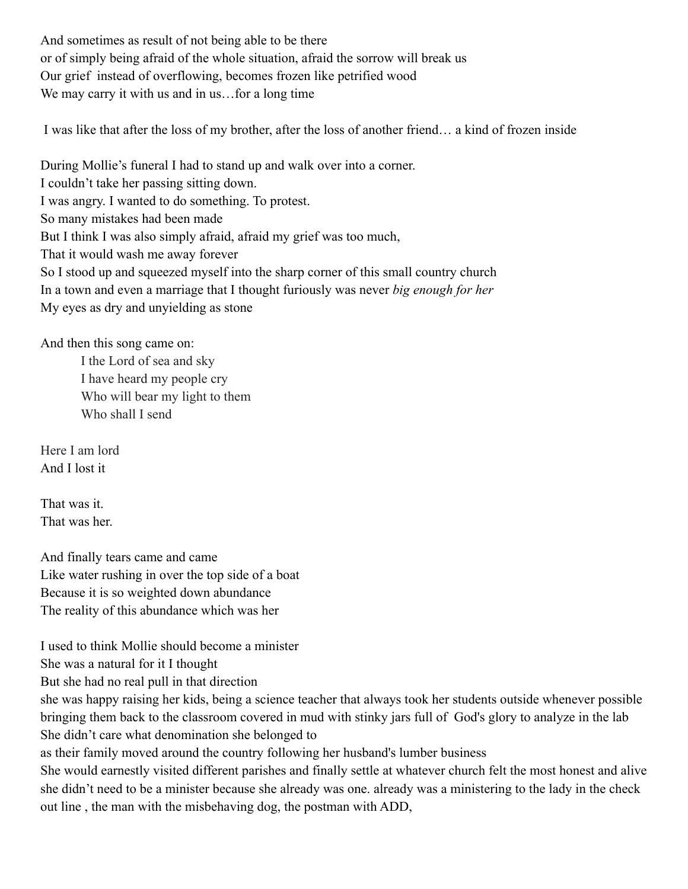And sometimes as result of not being able to be there  
or of simply being afraid of the whole situation, afraid the sorrow will break us  
Our grief instead of overflowing, becomes frozen like petrified wood  
We may carry it with us and in us…for a long time

I was like that after the loss of my brother, after the loss of another friend… a kind of frozen inside

During Mollie's funeral I had to stand up and walk over into a corner.  
I couldn't take her passing sitting down.  
I was angry. I wanted to do something. To protest.  
So many mistakes had been made  
But I think I was also simply afraid, afraid my grief was too much,  
That it would wash me away forever  
So I stood up and squeezed myself into the sharp corner of this small country church  
In a town and even a marriage that I thought furiously was never *big enough for her*  
My eyes as dry and unyielding as stone

And then this song came on:

> I the Lord of sea and sky  
> I have heard my people cry  
> Who will bear my light to them  
> Who shall I send

Here I am lord  
And I lost it

That was it.  
That was her.

And finally tears came and came  
Like water rushing in over the top side of a boat  
Because it is so weighted down abundance  
The reality of this abundance which was her

I used to think Mollie should become a minister  
She was a natural for it I thought  
But she had no real pull in that direction  
she was happy raising her kids, being a science teacher that always took her students outside whenever possible bringing them back to the classroom covered in mud with stinky jars full of God's glory to analyze in the lab  
She didn't care what denomination she belonged to  
as their family moved around the country following her husband's lumber business  
She would earnestly visited different parishes and finally settle at whatever church felt the most honest and alive she didn't need to be a minister because she already was one. already was a ministering to the lady in the check out line , the man with the misbehaving dog, the postman with ADD,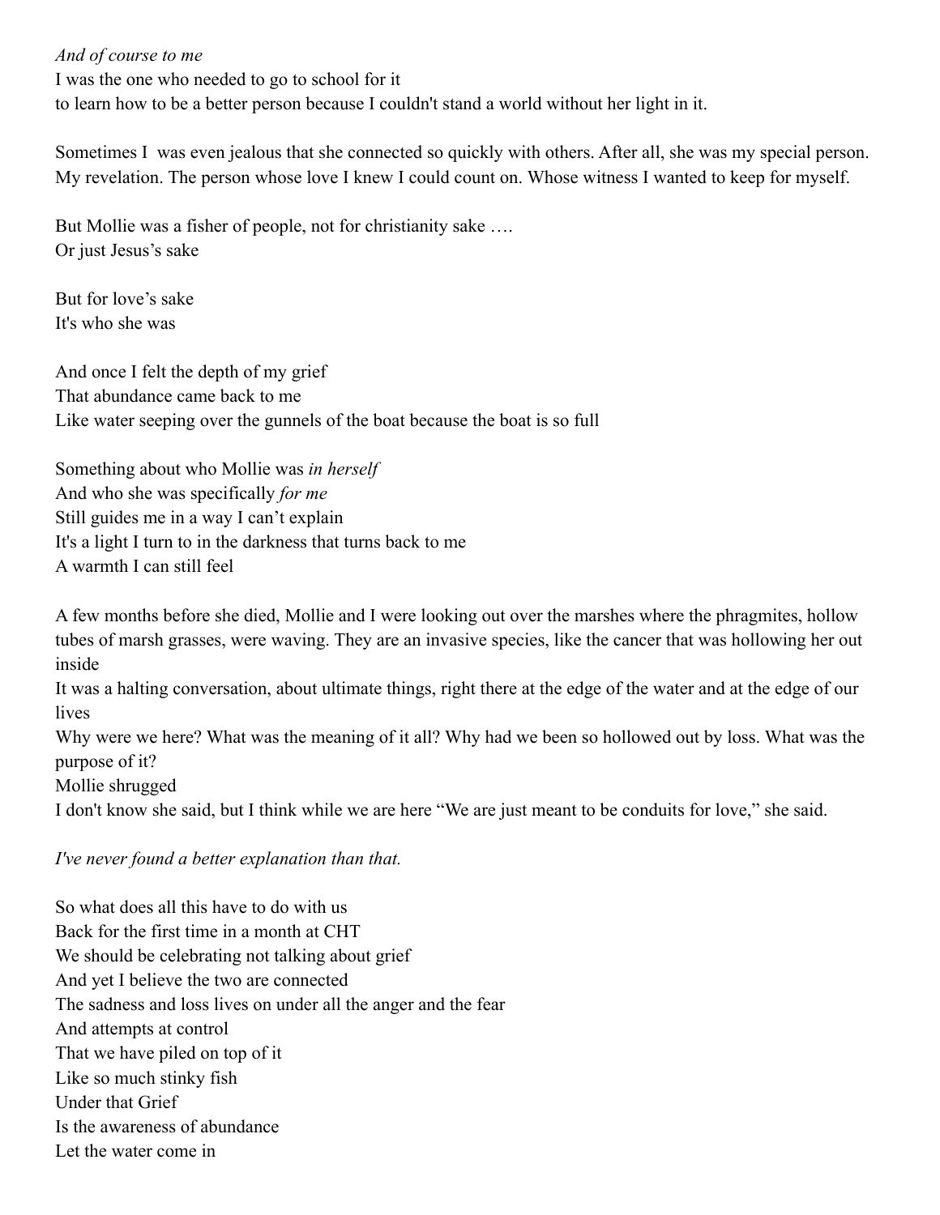*And of course to me*
I was the one who needed to go to school for it
to learn how to be a better person because I couldn't stand a world without her light in it.

Sometimes I  was even jealous that she connected so quickly with others. After all, she was my special person. My revelation. The person whose love I knew I could count on. Whose witness I wanted to keep for myself.

But Mollie was a fisher of people, not for christianity sake ….
Or just Jesus's sake

But for love's sake
It's who she was

And once I felt the depth of my grief
That abundance came back to me
Like water seeping over the gunnels of the boat because the boat is so full

Something about who Mollie was *in herself*
And who she was specifically *for me*
Still guides me in a way I can't explain
It's a light I turn to in the darkness that turns back to me
A warmth I can still feel

A few months before she died, Mollie and I were looking out over the marshes where the phragmites, hollow tubes of marsh grasses, were waving. They are an invasive species, like the cancer that was hollowing her out inside
It was a halting conversation, about ultimate things, right there at the edge of the water and at the edge of our lives
Why were we here? What was the meaning of it all? Why had we been so hollowed out by loss. What was the purpose of it?
Mollie shrugged
I don't know she said, but I think while we are here "We are just meant to be conduits for love," she said.

*I've never found a better explanation than that.*

So what does all this have to do with us
Back for the first time in a month at CHT
We should be celebrating not talking about grief
And yet I believe the two are connected
The sadness and loss lives on under all the anger and the fear
And attempts at control
That we have piled on top of it
Like so much stinky fish
Under that Grief
Is the awareness of abundance
Let the water come in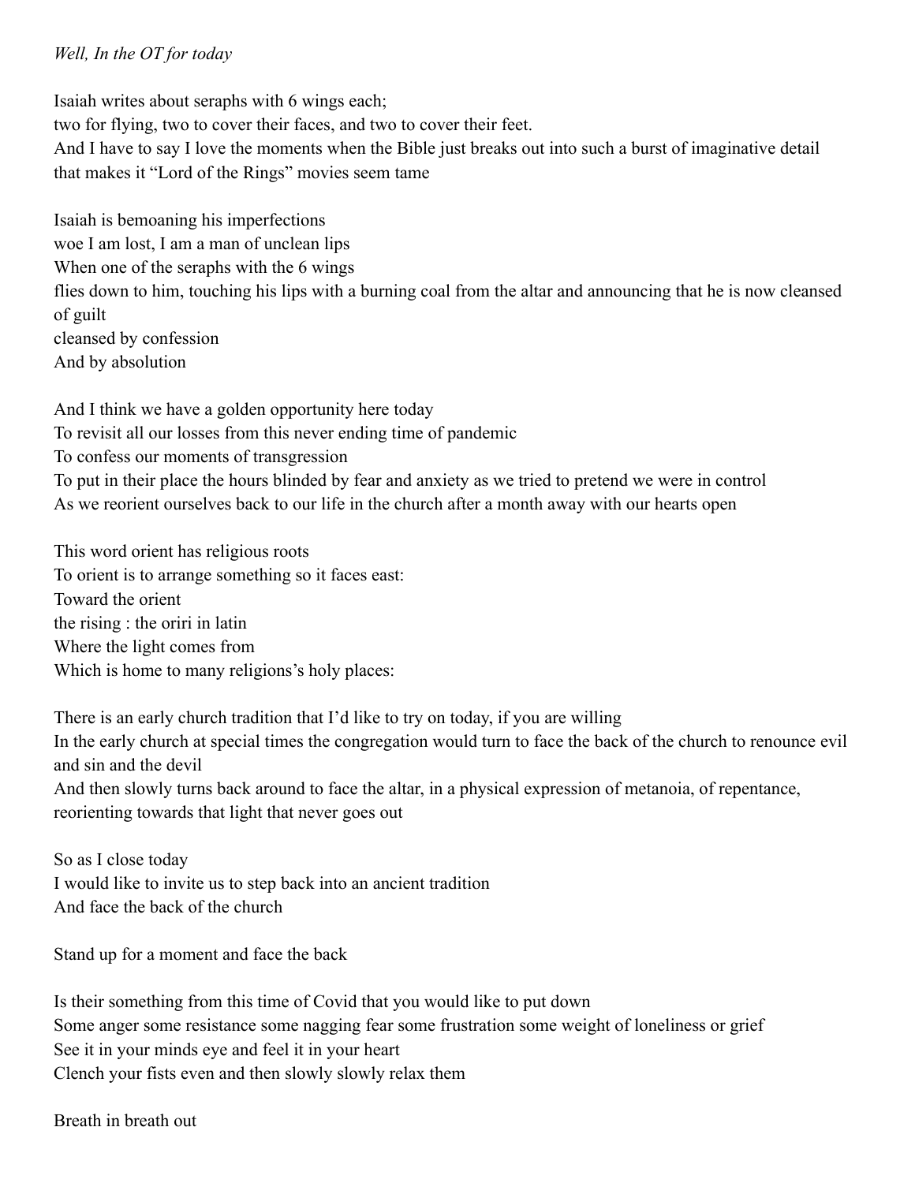*Well, In the OT for today*

Isaiah writes about seraphs with 6 wings each;
two for flying, two to cover their faces, and two to cover their feet.
And I have to say I love the moments when the Bible just breaks out into such a burst of imaginative detail that makes it "Lord of the Rings" movies seem tame

Isaiah is bemoaning his imperfections
woe I am lost, I am a man of unclean lips
When one of the seraphs with the 6 wings
flies down to him, touching his lips with a burning coal from the altar and announcing that he is now cleansed of guilt
cleansed by confession
And by absolution

And I think we have a golden opportunity here today
To revisit all our losses from this never ending time of pandemic
To confess our moments of transgression
To put in their place the hours blinded by fear and anxiety as we tried to pretend we were in control
As we reorient ourselves back to our life in the church after a month away with our hearts open

This word orient has religious roots
To orient is to arrange something so it faces east:
Toward the orient
the rising : the oriri in latin
Where the light comes from
Which is home to many religions's holy places:

There is an early church tradition that I'd like to try on today, if you are willing
In the early church at special times the congregation would turn to face the back of the church to renounce evil and sin and the devil
And then slowly turns back around to face the altar, in a physical expression of metanoia, of repentance, reorienting towards that light that never goes out

So as I close today
I would like to invite us to step back into an ancient tradition
And face the back of the church

Stand up for a moment and face the back

Is their something from this time of Covid that you would like to put down
Some anger some resistance some nagging fear some frustration some weight of loneliness or grief
See it in your minds eye and feel it in your heart
Clench your fists even and then slowly slowly relax them

Breath in breath out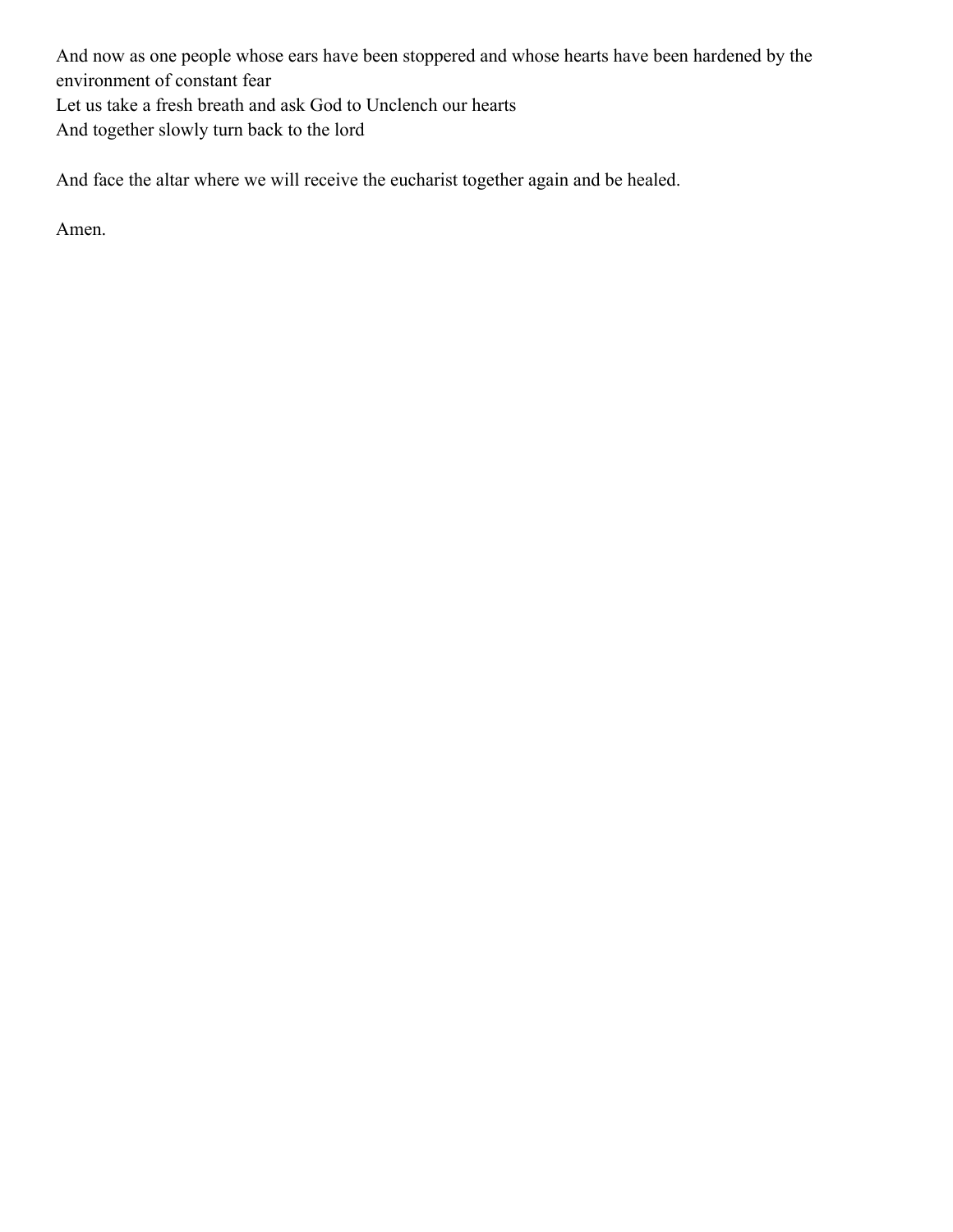And now as one people whose ears have been stoppered and whose hearts have been hardened by the environment of constant fear
Let us take a fresh breath and ask God to Unclench our hearts
And together slowly turn back to the lord

And face the altar where we will receive the eucharist together again and be healed.

Amen.